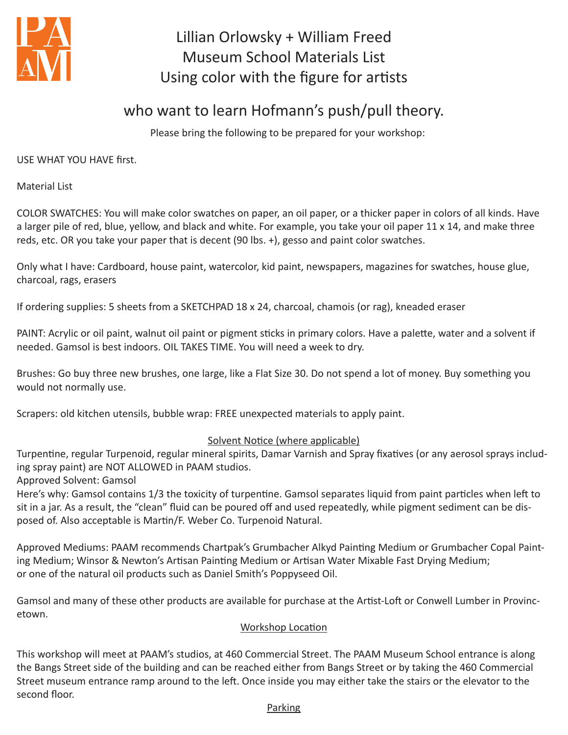PAAM

# Lillian Orlowsky + William Freed Museum School Materials List Using color with the figure for artists

## who want to learn Hofmann's push/pull theory.

Please bring the following to be prepared for your workshop:

USE WHAT YOU HAVE first.

Material List

COLOR SWATCHES: You will make color swatches on paper, an oil paper, or a thicker paper in colors of all kinds. Have a larger pile of red, blue, yellow, and black and white. For example, you take your oil paper 11 x 14, and make three reds, etc. OR you take your paper that is decent (90 lbs. +), gesso and paint color swatches.

Only what I have: Cardboard, house paint, watercolor, kid paint, newspapers, magazines for swatches, house glue, charcoal, rags, erasers

If ordering supplies: 5 sheets from a SKETCHPAD 18 x 24, charcoal, chamois (or rag), kneaded eraser

PAINT: Acrylic or oil paint, walnut oil paint or pigment sticks in primary colors. Have a palette, water and a solvent if needed. Gamsol is best indoors. OIL TAKES TIME. You will need a week to dry.

Brushes: Go buy three new brushes, one large, like a Flat Size 30. Do not spend a lot of money. Buy something you would not normally use.

Scrapers: old kitchen utensils, bubble wrap: FREE unexpected materials to apply paint.

### Solvent Notice (where applicable)

Turpentine, regular Turpenoid, regular mineral spirits, Damar Varnish and Spray fixatives (or any aerosol sprays including spray paint) are NOT ALLOWED in PAAM studios.

Approved Solvent: Gamsol

Here's why: Gamsol contains 1/3 the toxicity of turpentine. Gamsol separates liquid from paint particles when left to sit in a jar. As a result, the "clean" fluid can be poured off and used repeatedly, while pigment sediment can be disposed of. Also acceptable is Martin/F. Weber Co. Turpenoid Natural.

Approved Mediums: PAAM recommends Chartpak's Grumbacher Alkyd Painting Medium or Grumbacher Copal Painting Medium; Winsor & Newton's Artisan Painting Medium or Artisan Water Mixable Fast Drying Medium; or one of the natural oil products such as Daniel Smith's Poppyseed Oil.

Gamsol and many of these other products are available for purchase at the Artist-Loft or Conwell Lumber in Provincetown.

### Workshop Location

This workshop will meet at PAAM's studios, at 460 Commercial Street. The PAAM Museum School entrance is along the Bangs Street side of the building and can be reached either from Bangs Street or by taking the 460 Commercial Street museum entrance ramp around to the left. Once inside you may either take the stairs or the elevator to the second floor.

### Parking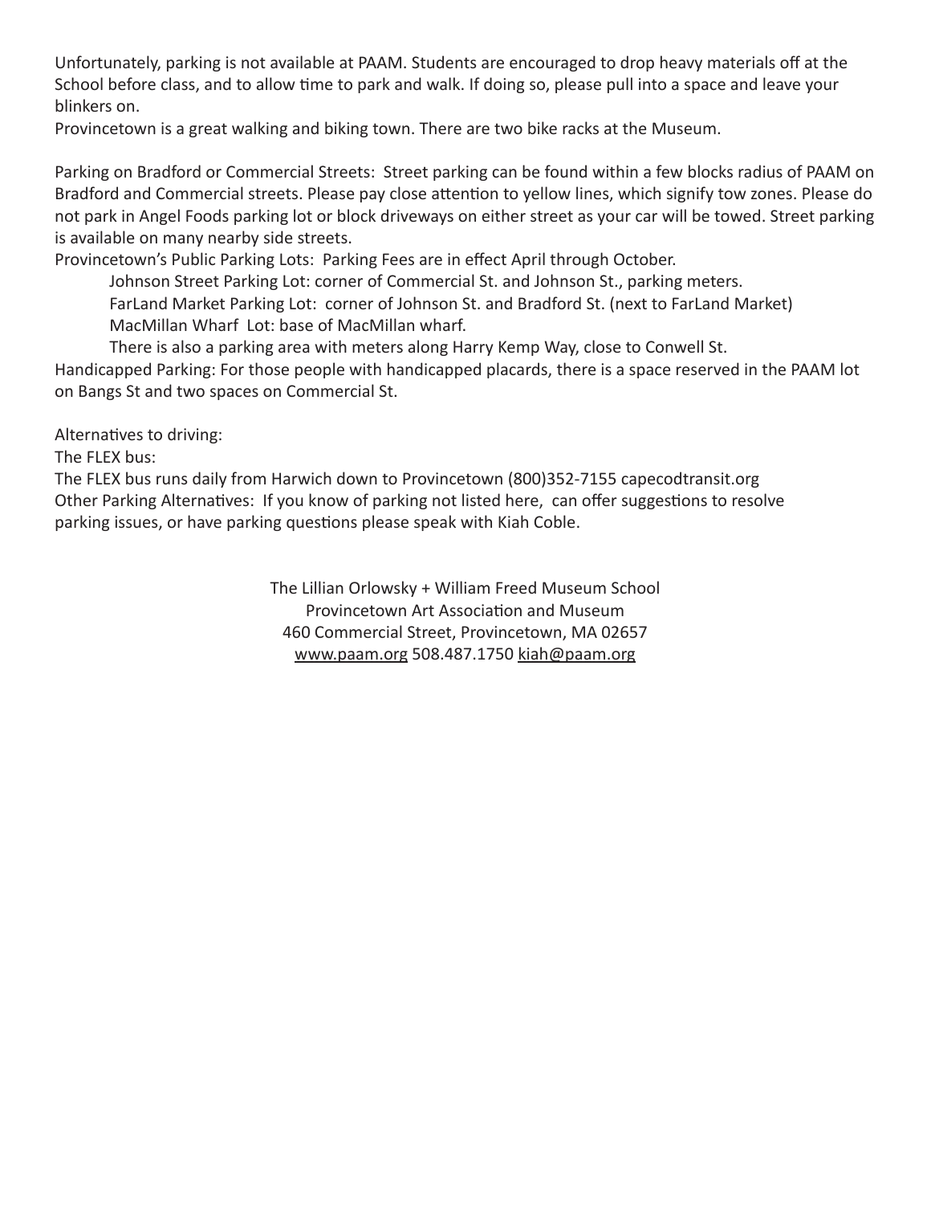Unfortunately, parking is not available at PAAM. Students are encouraged to drop heavy materials off at the School before class, and to allow time to park and walk. If doing so, please pull into a space and leave your blinkers on.

Provincetown is a great walking and biking town. There are two bike racks at the Museum.

Parking on Bradford or Commercial Streets: Street parking can be found within a few blocks radius of PAAM on Bradford and Commercial streets. Please pay close attention to yellow lines, which signify tow zones. Please do not park in Angel Foods parking lot or block driveways on either street as your car will be towed. Street parking is available on many nearby side streets.

Provincetown's Public Parking Lots: Parking Fees are in effect April through October.

Johnson Street Parking Lot: corner of Commercial St. and Johnson St., parking meters.

FarLand Market Parking Lot: corner of Johnson St. and Bradford St. (next to FarLand Market)

MacMillan Wharf Lot: base of MacMillan wharf.

There is also a parking area with meters along Harry Kemp Way, close to Conwell St.

Handicapped Parking: For those people with handicapped placards, there is a space reserved in the PAAM lot on Bangs St and two spaces on Commercial St.

Alternatives to driving:

The FLEX bus:

The FLEX bus runs daily from Harwich down to Provincetown (800)352-7155 capecodtransit.org

Other Parking Alternatives: If you know of parking not listed here, can offer suggestions to resolve parking issues, or have parking questions please speak with Kiah Coble.

The Lillian Orlowsky + William Freed Museum School
Provincetown Art Association and Museum
460 Commercial Street, Provincetown, MA 02657
www.paam.org 508.487.1750 kiah@paam.org